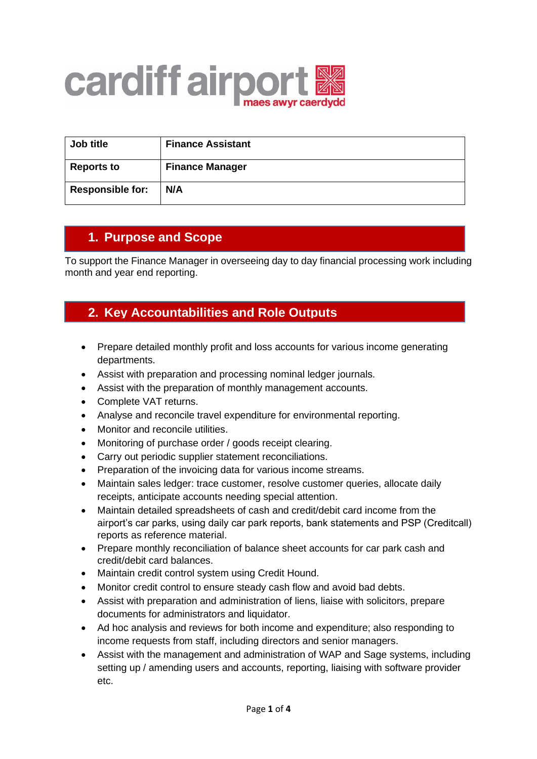cardiff airport
maes awyr caerdydd

| Job title | Finance Assistant |
|---|---|
| Reports to | Finance Manager |
| Responsible for: | N/A |

## 1. Purpose and Scope

To support the Finance Manager in overseeing day to day financial processing work including month and year end reporting.

## 2. Key Accountabilities and Role Outputs

- Prepare detailed monthly profit and loss accounts for various income generating departments.
- Assist with preparation and processing nominal ledger journals.
- Assist with the preparation of monthly management accounts.
- Complete VAT returns.
- Analyse and reconcile travel expenditure for environmental reporting.
- Monitor and reconcile utilities.
- Monitoring of purchase order / goods receipt clearing.
- Carry out periodic supplier statement reconciliations.
- Preparation of the invoicing data for various income streams.
- Maintain sales ledger: trace customer, resolve customer queries, allocate daily receipts, anticipate accounts needing special attention.
- Maintain detailed spreadsheets of cash and credit/debit card income from the airport's car parks, using daily car park reports, bank statements and PSP (Creditcall) reports as reference material.
- Prepare monthly reconciliation of balance sheet accounts for car park cash and credit/debit card balances.
- Maintain credit control system using Credit Hound.
- Monitor credit control to ensure steady cash flow and avoid bad debts.
- Assist with preparation and administration of liens, liaise with solicitors, prepare documents for administrators and liquidator.
- Ad hoc analysis and reviews for both income and expenditure; also responding to income requests from staff, including directors and senior managers.
- Assist with the management and administration of WAP and Sage systems, including setting up / amending users and accounts, reporting, liaising with software provider etc.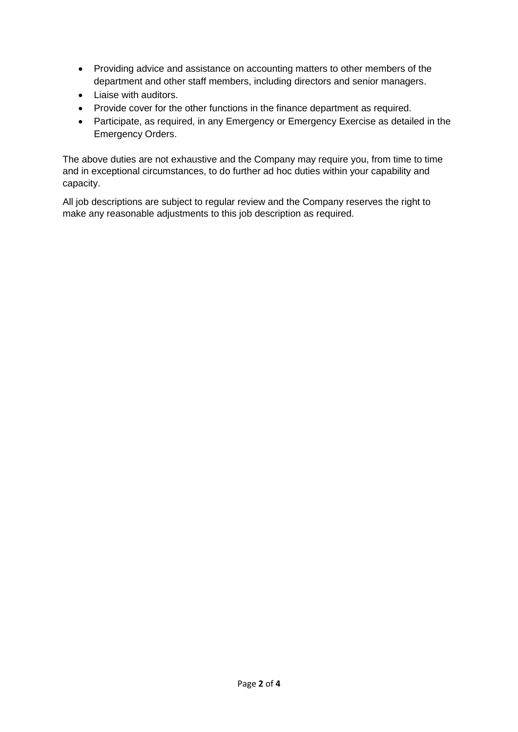- Providing advice and assistance on accounting matters to other members of the department and other staff members, including directors and senior managers.
- Liaise with auditors.
- Provide cover for the other functions in the finance department as required.
- Participate, as required, in any Emergency or Emergency Exercise as detailed in the Emergency Orders.

The above duties are not exhaustive and the Company may require you, from time to time and in exceptional circumstances, to do further ad hoc duties within your capability and capacity.

All job descriptions are subject to regular review and the Company reserves the right to make any reasonable adjustments to this job description as required.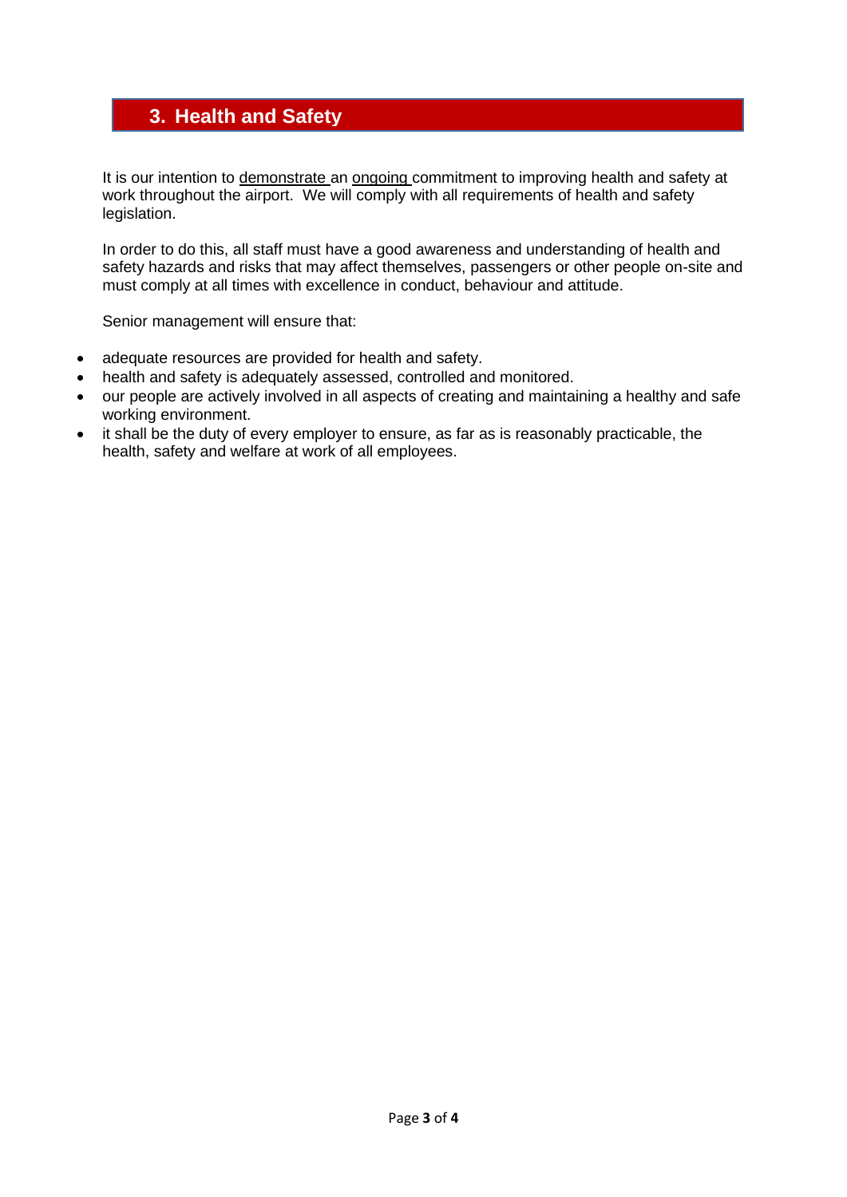## 3. Health and Safety

It is our intention to demonstrate an ongoing commitment to improving health and safety at work throughout the airport. We will comply with all requirements of health and safety legislation.

In order to do this, all staff must have a good awareness and understanding of health and safety hazards and risks that may affect themselves, passengers or other people on-site and must comply at all times with excellence in conduct, behaviour and attitude.

Senior management will ensure that:

- adequate resources are provided for health and safety.
- health and safety is adequately assessed, controlled and monitored.
- our people are actively involved in all aspects of creating and maintaining a healthy and safe working environment.
- it shall be the duty of every employer to ensure, as far as is reasonably practicable, the health, safety and welfare at work of all employees.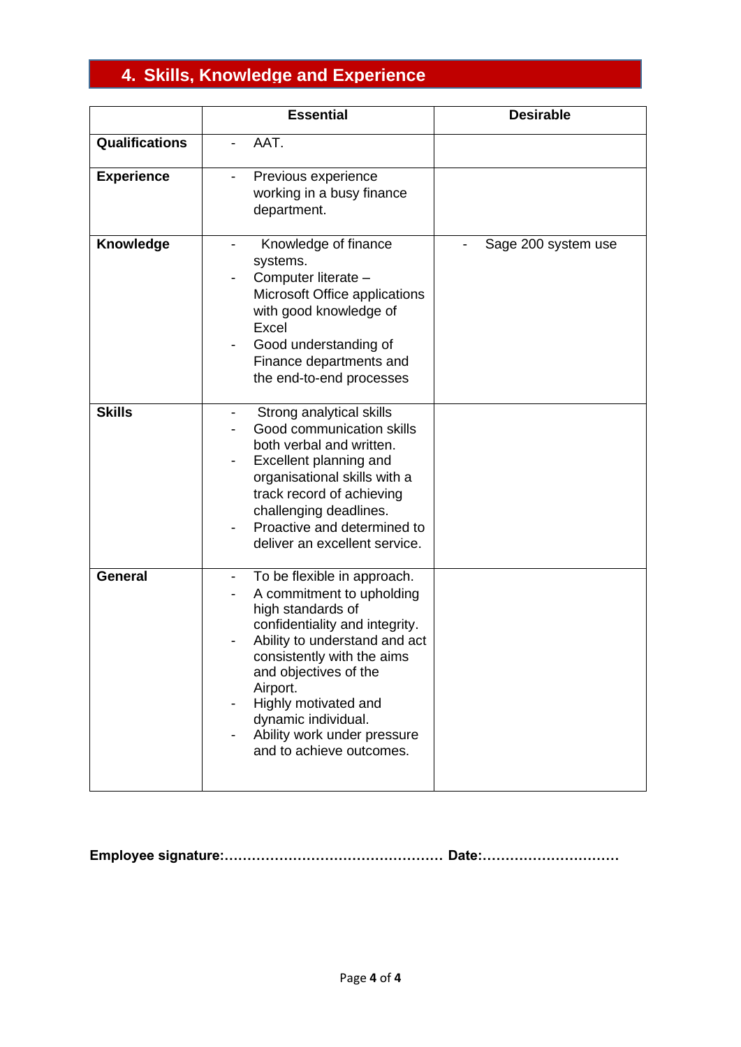## 4. Skills, Knowledge and Experience

| | Essential | Desirable |
|---|---|---|
| **Qualifications** | - AAT. | |
| **Experience** | - Previous experience working in a busy finance department. | |
| **Knowledge** | - Knowledge of finance systems.<br>- Computer literate – Microsoft Office applications with good knowledge of Excel<br>- Good understanding of Finance departments and the end-to-end processes | - Sage 200 system use |
| **Skills** | - Strong analytical skills<br>- Good communication skills both verbal and written.<br>- Excellent planning and organisational skills with a track record of achieving challenging deadlines.<br>- Proactive and determined to deliver an excellent service. | |
| **General** | - To be flexible in approach.<br>- A commitment to upholding high standards of confidentiality and integrity.<br>- Ability to understand and act consistently with the aims and objectives of the Airport.<br>- Highly motivated and dynamic individual.<br>- Ability work under pressure and to achieve outcomes. | |

**Employee signature:…………………………………………… Date:…………………………**